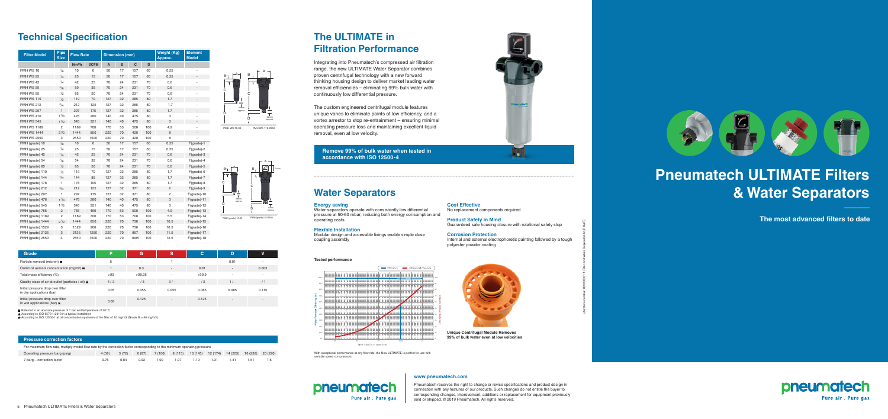## Technical Specification

| Filter Model | Pipe Size | Flow Rate | | Dimension (mm) | | | | Weight (Kg) Approx. | Element Model |
|---|---|---|---|---|---|---|---|---|---|
| | | Nm³/h | SCFM | A | B | C | D | | |
| PMH WS 10 | 1/8 | 10 | 6 | 50 | 17 | 157 | 60 | 0.25 | - |
| PMH WS 25 | 1/4 | 25 | 15 | 50 | 17 | 157 | 60 | 0.25 | - |
| PMH WS 42 | 1/4 | 42 | 25 | 70 | 24 | 231 | 70 | 0.6 | - |
| PMH WS 59 | 3/8 | 59 | 35 | 70 | 24 | 231 | 70 | 0.6 | - |
| PMH WS 85 | 1/2 | 85 | 50 | 70 | 24 | 231 | 70 | 0.6 | - |
| PMH WS 119 | 1/2 | 119 | 70 | 127 | 32 | 285 | 80 | 1.7 | - |
| PMH WS 212 | 3/4 | 212 | 125 | 127 | 32 | 285 | 80 | 1.7 | - |
| PMH WS 297 | 1 | 297 | 175 | 127 | 32 | 285 | 80 | 1.7 | - |
| PMH WS 476 | 1 1/4 | 476 | 280 | 140 | 40 | 475 | 80 | 3 | - |
| PMH WS 545 | 1 1/2 | 545 | 321 | 140 | 40 | 475 | 80 | 3 | - |
| PMH WS 1189 | 2 | 1189 | 700 | 170 | 53 | 508 | 100 | 4.9 | - |
| PMH WS 1444 | 2 1/2 | 1444 | 850 | 220 | 70 | 420 | 100 | 8 | - |
| PMH WS 2550 | 3 | 2550 | 1500 | 220 | 70 | 420 | 100 | 8 | - |
| PMH (grade) 10 | 1/8 | 10 | 6 | 50 | 17 | 157 | 60 | 0.25 | F(grade)-1 |
| PMH (grade) 25 | 1/4 | 25 | 15 | 50 | 17 | 157 | 60 | 0.25 | F(grade)-2 |
| PMH (grade) 42 | 1/4 | 42 | 25 | 70 | 24 | 231 | 70 | 0.6 | F(grade)-3 |
| PMH (grade) 54 | 3/8 | 54 | 32 | 70 | 24 | 231 | 70 | 0.6 | F(grade)-4 |
| PMH (grade) 85 | 1/2 | 85 | 50 | 70 | 24 | 231 | 70 | 0.6 | F(grade)-5 |
| PMH (grade) 119 | 1/2 | 119 | 70 | 127 | 32 | 285 | 80 | 1.7 | F(grade)-6 |
| PMH (grade) 144 | 3/4 | 144 | 85 | 127 | 32 | 285 | 80 | 1.7 | F(grade)-7 |
| PMH (grade) 178 | 1 | 178 | 105 | 127 | 32 | 285 | 80 | 1.7 | F(grade)-8 |
| PMH (grade) 212 | 3/4 | 212 | 125 | 127 | 32 | 371 | 80 | 2 | F(grade)-9 |
| PMH (grade) 297 | 1 | 297 | 175 | 127 | 32 | 371 | 80 | 2 | F(grade)-10 |
| PMH (grade) 476 | 1 1/4 | 476 | 280 | 140 | 40 | 475 | 80 | 3 | F(grade)-11 |
| PMH (grade) 545 | 1 1/2 | 545 | 321 | 140 | 40 | 475 | 80 | 3 | F(grade)-12 |
| PMH (grade) 765 | 2 | 765 | 450 | 170 | 53 | 508 | 100 | 4.9 | F(grade)-13 |
| PMH (grade) 1189 | 2 | 1189 | 700 | 170 | 53 | 708 | 100 | 5.5 | F(grade)-14 |
| PMH (grade) 1444 | 2 1/2 | 1444 | 850 | 220 | 70 | 736 | 100 | 10.5 | F(grade)-15 |
| PMH (grade) 1529 | 3 | 1529 | 900 | 220 | 70 | 736 | 100 | 10.5 | F(grade)-16 |
| PMH (grade) 2125 | 3 | 2125 | 1250 | 220 | 70 | 857 | 100 | 11.5 | F(grade)-17 |
| PMH (grade) 2550 | 3 | 2550 | 1500 | 220 | 70 | 1005 | 100 | 12.5 | F(grade)-18 |

PMH WS 10-85 | PMH WS 119-2550

PMH (grade) 10-25 | PMH (grade) 42-2550

| Grade | P | G | S | C | D | V |
|---|---|---|---|---|---|---|
| Particle removal (micron) ■ | 5 | - | 1 | - | 0.01 | - |
| Outlet oil aerosol concentration (mg/m³) ■ | 1 | 0.3 | - | 0.01 | - | 0.003 |
| Total mass efficiency (%) | >90 | >99.25 | - | >99.9 | - | - |
| Quality class of air at outlet (particles / oil) ▲ | 4 / 3 | - / 3 | 3 / - | - / 2 | 1 / - | - / 1 |
| Initial pressure drop over filter in dry applications (bar) | 0.05 | 0.055 | 0.055 | 0.085 | 0.085 | 0.115 |
| Initial pressure drop over filter in wet applications (bar) ★ | 0.08 | 0.125 | - | 0.125 | - | - |

■ Referred to an absolute pressure of 1 bar and temperature of 20° C
▲ According to ISO 8573-1:2010 in a typical installation
★ According to ISO 12500-1 at oil concentration upstream of the filter of 10 mg/m3 (Grade G = 40 mg/m3)

### Pressure correction factors

For maximum flow rate, multiply model flow rate by the correction factor corresponding to the minimum operating pressure

| Operating pressure barg (psig) | 4 (58) | 5 (72) | 6 (87) | 7 (100) | 8 (115) | 10 (145) | 12 (174) | 14 (203) | 16 (232) | 20 (290) |
|---|---|---|---|---|---|---|---|---|---|---|
| 7 barg – correction factor | 0.76 | 0.84 | 0.92 | 1.00 | 1.07 | 1.19 | 1.31 | 1.41 | 1.51 | 1.6 |

## The ULTIMATE in Filtration Performance

Integrating into Pneumatech's compressed air filtration range, the new ULTIMATE Water Separator combines proven centrifugal technology with a new forward thinking housing design to deliver market leading water removal efficiencies – eliminating 99% bulk water with continuously low differential pressure.

The custom engineered centrifugal module features unique vanes to eliminate points of low efficiency, and a vortex arrestor to stop re-entrainment – ensuring minimal operating pressure loss and maintaining excellent liquid removal, even at low velocity.

**Remove 99% of bulk water when tested in accordance with ISO 12500-4**

## Water Separators

**Energy saving**
Water separators operate with consistently low differential pressure at 50-60 mbar, reducing both energy consumption and operating costs

**Flexible Installation**
Modular design and accessible fixings enable simple close coupling assembly

**Cost Effective**
No replacement components required

**Product Safety in Mind**
Guaranteed safe housing closure with rotational safety stop

**Corrosion Protection**
Internal and external electrophoretic painting followed by a tough polyester powder coating

**Tested performance**

With exceptional performance at any flow rate, the New ULTIMATE is perfect for use with variable speed compressors.

**Unique Centrifugal Module Removes 99% of bulk water even at low velocities**

**www.pneumatech.com**

Pneumatech reserves the right to change or revise specifications and product design in connection with any features of our products. Such changes do not entitle the buyer to corresponding changes, improvement, additions or replacement for equipment previously sold or shipped. © 2019 Pneumatech. All rights reserved.

# Pneumatech ULTIMATE Filters & Water Separators

**The most advanced filters to date**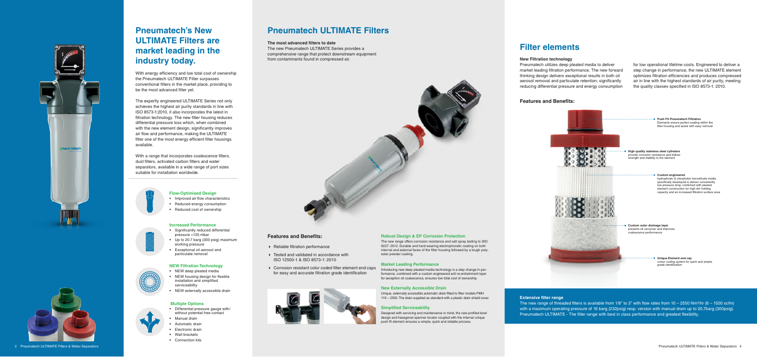## Pneumatech's New ULTIMATE Filters are market leading in the industry today.

With energy efficiency and low total cost of ownership the Pneumatech ULTIMATE Filter surpasses conventional filters in the market place, providing to be the most advanced filter yet.

The expertly engineered ULTIMATE Series not only achieves the highest air purity standards in line with ISO 8573-1:2010, it also incorporates the latest in filtration technology. The new filter housing reduces differential pressure loss which, when combined with the new element design, significantly improves air flow and performance, making the ULTIMATE filter one of the most energy efficient filter housings available.

With a range that incorporates coalescence filters, dust filters, activated carbon filters and water separators, available in a wide range of port sizes suitable for installation worldwide.

### Flow-Optimised Design

- Improved air flow characteristics
- Reduced energy consumption
- Reduced cost of ownership

### Increased Performance

- Significantly reduced differential pressure <125 mbar
- Up to 20.7 barg (300 psig) maximum working pressure
- Exceptional oil aerosol and particulate removal

### NEW Filtration Technology

- NEW deep pleated media
- NEW housing design for flexible installation and simplified serviceability
- NEW externally accessible drain

### Multiple Options

- Differential pressure gauge with/ without potential free contact
- Manual drain
- Automatic drain
- Electronic drain
- Wall brackets
- Connection kits

## Pneumatech ULTIMATE Filters

**The most advanced filters to date**

The new Pneumatech ULTIMATE Series provides a comprehensive range that protect downstream equipment from contaminants found in compressed air.

### Features and Benefits:

- Reliable filtration performance
- Tested and validated in accordance with ISO 12500-1 & ISO 8573-1: 2010
- Corrosion resistant color coded filter element end caps for easy and accurate filtration grade identification

### Robust Design & EP Corrosion Protection

The new range offers corrosion resistance and salt spray testing to ISO 9227: 2012. Durable and hard wearing electrophoretic coating on both internal and external faces of the filter housing followed by a tough polyester powder coating.

### Market Leading Performance

Introducing new deep pleated media technology is a step change in performance, combined with a custom engineered anti re-entrainment layer for exception oil coalescence, ensures low total cost of ownership.

### New Externally Accessible Drain

Unique, externally accessible automatic drain fitted to filter models PMH 119 – 2550. The drain supplied as standard with a plastic drain shield cover.

### Simplified Serviceability

Designed with servicing and maintenance in mind, the new profiled bowl design and hexagonal spanner locator coupled with the internal unique push fit element ensures a simple, quick and reliable process.

## Filter elements

**New Filtration technology**

Pneumatech utilizes deep pleated media to deliver market leading filtration performance. The new forward thinking design delivers exceptional results in both oil aerosol removal and particulate retention; significantly reducing differential pressure and energy consumption for low operational lifetime costs. Engineered to deliver a step change in performance, the new ULTIMATE element optimizes filtration efficiencies and produces compressed air in line with the highest standards of air purity, meeting the quality classes specified in ISO 8573-1: 2010.

### Features and Benefits:

**Push Fit Pneumatech Filtration**
Elements ensure perfect sealing within the filter housing and assist with easy removal

**High quality stainless steel cylinders**
provide corrosion resistance and deliver strength and stability to the element

**Custom engineered**
hydrophobic & oleophobic borosilicate media specifically developed to deliver consistently low pressure drop, combined with pleated element construction for high dirt holding capacity and an increased filtration surface area

**Custom outer drainage layer**
prevents oil carryover and improves coalescence performance

**Unique Element end cap**
colour coding system for quick and simple grade identification

**Extensive filter range**

The new range of threaded filters is available from 1/8" to 3" with flow rates from 10 – 2550 Nm³/hr (6 – 1500 scfm) with a maximum operating pressure of 16 barg (232psig) resp. version with manual drain up to 20,7barg (300psig). Pneumatech ULTIMATE - The filter range with best in class performance and greatest flexibility.